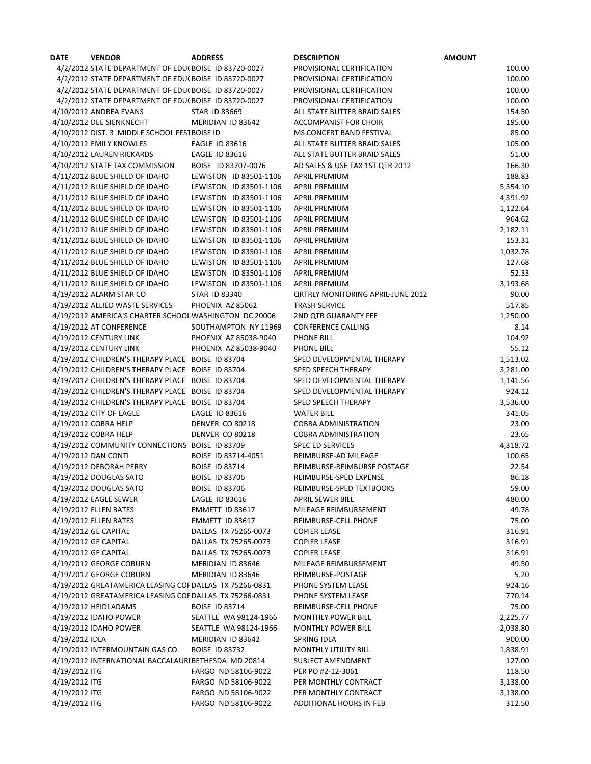| DATE | VENDOR | ADDRESS | DESCRIPTION | AMOUNT |
|---|---|---|---|---|
| 4/2/2012 | STATE DEPARTMENT OF EDU( | BOISE ID 83720-0027 | PROVISIONAL CERTIFICATION | 100.00 |
| 4/2/2012 | STATE DEPARTMENT OF EDU( | BOISE ID 83720-0027 | PROVISIONAL CERTIFICATION | 100.00 |
| 4/2/2012 | STATE DEPARTMENT OF EDU( | BOISE ID 83720-0027 | PROVISIONAL CERTIFICATION | 100.00 |
| 4/2/2012 | STATE DEPARTMENT OF EDU( | BOISE ID 83720-0027 | PROVISIONAL CERTIFICATION | 100.00 |
| 4/10/2012 | ANDREA EVANS | STAR ID 83669 | ALL STATE BUTTER BRAID SALES | 154.50 |
| 4/10/2012 | DEE SIENKNECHT | MERIDIAN ID 83642 | ACCOMPANIST FOR CHOIR | 195.00 |
| 4/10/2012 | DIST. 3 MIDDLE SCHOOL FEST | BOISE ID | MS CONCERT BAND FESTIVAL | 85.00 |
| 4/10/2012 | EMILY KNOWLES | EAGLE ID 83616 | ALL STATE BUTTER BRAID SALES | 105.00 |
| 4/10/2012 | LAUREN RICKARDS | EAGLE ID 83616 | ALL STATE BUTTER BRAID SALES | 51.00 |
| 4/10/2012 | STATE TAX COMMISSION | BOISE ID 83707-0076 | AD SALES & USE TAX 1ST QTR 2012 | 166.30 |
| 4/11/2012 | BLUE SHIELD OF IDAHO | LEWISTON ID 83501-1106 | APRIL PREMIUM | 188.83 |
| 4/11/2012 | BLUE SHIELD OF IDAHO | LEWISTON ID 83501-1106 | APRIL PREMIUM | 5,354.10 |
| 4/11/2012 | BLUE SHIELD OF IDAHO | LEWISTON ID 83501-1106 | APRIL PREMIUM | 4,391.92 |
| 4/11/2012 | BLUE SHIELD OF IDAHO | LEWISTON ID 83501-1106 | APRIL PREMIUM | 1,122.64 |
| 4/11/2012 | BLUE SHIELD OF IDAHO | LEWISTON ID 83501-1106 | APRIL PREMIUM | 964.62 |
| 4/11/2012 | BLUE SHIELD OF IDAHO | LEWISTON ID 83501-1106 | APRIL PREMIUM | 2,182.11 |
| 4/11/2012 | BLUE SHIELD OF IDAHO | LEWISTON ID 83501-1106 | APRIL PREMIUM | 153.31 |
| 4/11/2012 | BLUE SHIELD OF IDAHO | LEWISTON ID 83501-1106 | APRIL PREMIUM | 1,032.78 |
| 4/11/2012 | BLUE SHIELD OF IDAHO | LEWISTON ID 83501-1106 | APRIL PREMIUM | 127.68 |
| 4/11/2012 | BLUE SHIELD OF IDAHO | LEWISTON ID 83501-1106 | APRIL PREMIUM | 52.33 |
| 4/11/2012 | BLUE SHIELD OF IDAHO | LEWISTON ID 83501-1106 | APRIL PREMIUM | 3,193.68 |
| 4/19/2012 | ALARM STAR CO | STAR ID 83340 | QRTRLY MONITORING APRIL-JUNE 2012 | 90.00 |
| 4/19/2012 | ALLIED WASTE SERVICES | PHOENIX AZ 85062 | TRASH SERVICE | 517.85 |
| 4/19/2012 | AMERICA'S CHARTER SCHOOL | WASHINGTON DC 20006 | 2ND QTR GUARANTY FEE | 1,250.00 |
| 4/19/2012 | AT CONFERENCE | SOUTHAMPTON NY 11969 | CONFERENCE CALLING | 8.14 |
| 4/19/2012 | CENTURY LINK | PHOENIX AZ 85038-9040 | PHONE BILL | 104.92 |
| 4/19/2012 | CENTURY LINK | PHOENIX AZ 85038-9040 | PHONE BILL | 55.12 |
| 4/19/2012 | CHILDREN'S THERAPY PLACE | BOISE ID 83704 | SPED DEVELOPMENTAL THERAPY | 1,513.02 |
| 4/19/2012 | CHILDREN'S THERAPY PLACE | BOISE ID 83704 | SPED SPEECH THERAPY | 3,281.00 |
| 4/19/2012 | CHILDREN'S THERAPY PLACE | BOISE ID 83704 | SPED DEVELOPMENTAL THERAPY | 1,141.56 |
| 4/19/2012 | CHILDREN'S THERAPY PLACE | BOISE ID 83704 | SPED DEVELOPMENTAL THERAPY | 924.12 |
| 4/19/2012 | CHILDREN'S THERAPY PLACE | BOISE ID 83704 | SPED SPEECH THERAPY | 3,536.00 |
| 4/19/2012 | CITY OF EAGLE | EAGLE ID 83616 | WATER BILL | 341.05 |
| 4/19/2012 | COBRA HELP | DENVER CO 80218 | COBRA ADMINISTRATION | 23.00 |
| 4/19/2012 | COBRA HELP | DENVER CO 80218 | COBRA ADMINISTRATION | 23.65 |
| 4/19/2012 | COMMUNITY CONNECTIONS | BOISE ID 83709 | SPEC ED SERVICES | 4,318.72 |
| 4/19/2012 | DAN CONTI | BOISE ID 83714-4051 | REIMBURSE-AD MILEAGE | 100.65 |
| 4/19/2012 | DEBORAH PERRY | BOISE ID 83714 | REIMBURSE-REIMBURSE POSTAGE | 22.54 |
| 4/19/2012 | DOUGLAS SATO | BOISE ID 83706 | REIMBURSE-SPED EXPENSE | 86.18 |
| 4/19/2012 | DOUGLAS SATO | BOISE ID 83706 | REIMBURSE-SPED TEXTBOOKS | 59.00 |
| 4/19/2012 | EAGLE SEWER | EAGLE ID 83616 | APRIL SEWER BILL | 480.00 |
| 4/19/2012 | ELLEN BATES | EMMETT ID 83617 | MILEAGE REIMBURSEMENT | 49.78 |
| 4/19/2012 | ELLEN BATES | EMMETT ID 83617 | REIMBURSE-CELL PHONE | 75.00 |
| 4/19/2012 | GE CAPITAL | DALLAS TX 75265-0073 | COPIER LEASE | 316.91 |
| 4/19/2012 | GE CAPITAL | DALLAS TX 75265-0073 | COPIER LEASE | 316.91 |
| 4/19/2012 | GE CAPITAL | DALLAS TX 75265-0073 | COPIER LEASE | 316.91 |
| 4/19/2012 | GEORGE COBURN | MERIDIAN ID 83646 | MILEAGE REIMBURSEMENT | 49.50 |
| 4/19/2012 | GEORGE COBURN | MERIDIAN ID 83646 | REIMBURSE-POSTAGE | 5.20 |
| 4/19/2012 | GREATAMERICA LEASING COF | DALLAS TX 75266-0831 | PHONE SYSTEM LEASE | 924.16 |
| 4/19/2012 | GREATAMERICA LEASING COF | DALLAS TX 75266-0831 | PHONE SYSTEM LEASE | 770.14 |
| 4/19/2012 | HEIDI ADAMS | BOISE ID 83714 | REIMBURSE-CELL PHONE | 75.00 |
| 4/19/2012 | IDAHO POWER | SEATTLE WA 98124-1966 | MONTHLY POWER BILL | 2,225.77 |
| 4/19/2012 | IDAHO POWER | SEATTLE WA 98124-1966 | MONTHLY POWER BILL | 2,038.80 |
| 4/19/2012 | IDLA | MERIDIAN ID 83642 | SPRING IDLA | 900.00 |
| 4/19/2012 | INTERMOUNTAIN GAS CO. | BOISE ID 83732 | MONTHLY UTILITY BILL | 1,838.91 |
| 4/19/2012 | INTERNATIONAL BACCALAURI | BETHESDA MD 20814 | SUBJECT AMENDMENT | 127.00 |
| 4/19/2012 | ITG | FARGO ND 58106-9022 | PER PO #2-12-3061 | 118.50 |
| 4/19/2012 | ITG | FARGO ND 58106-9022 | PER MONTHLY CONTRACT | 3,138.00 |
| 4/19/2012 | ITG | FARGO ND 58106-9022 | PER MONTHLY CONTRACT | 3,138.00 |
| 4/19/2012 | ITG | FARGO ND 58106-9022 | ADDITIONAL HOURS IN FEB | 312.50 |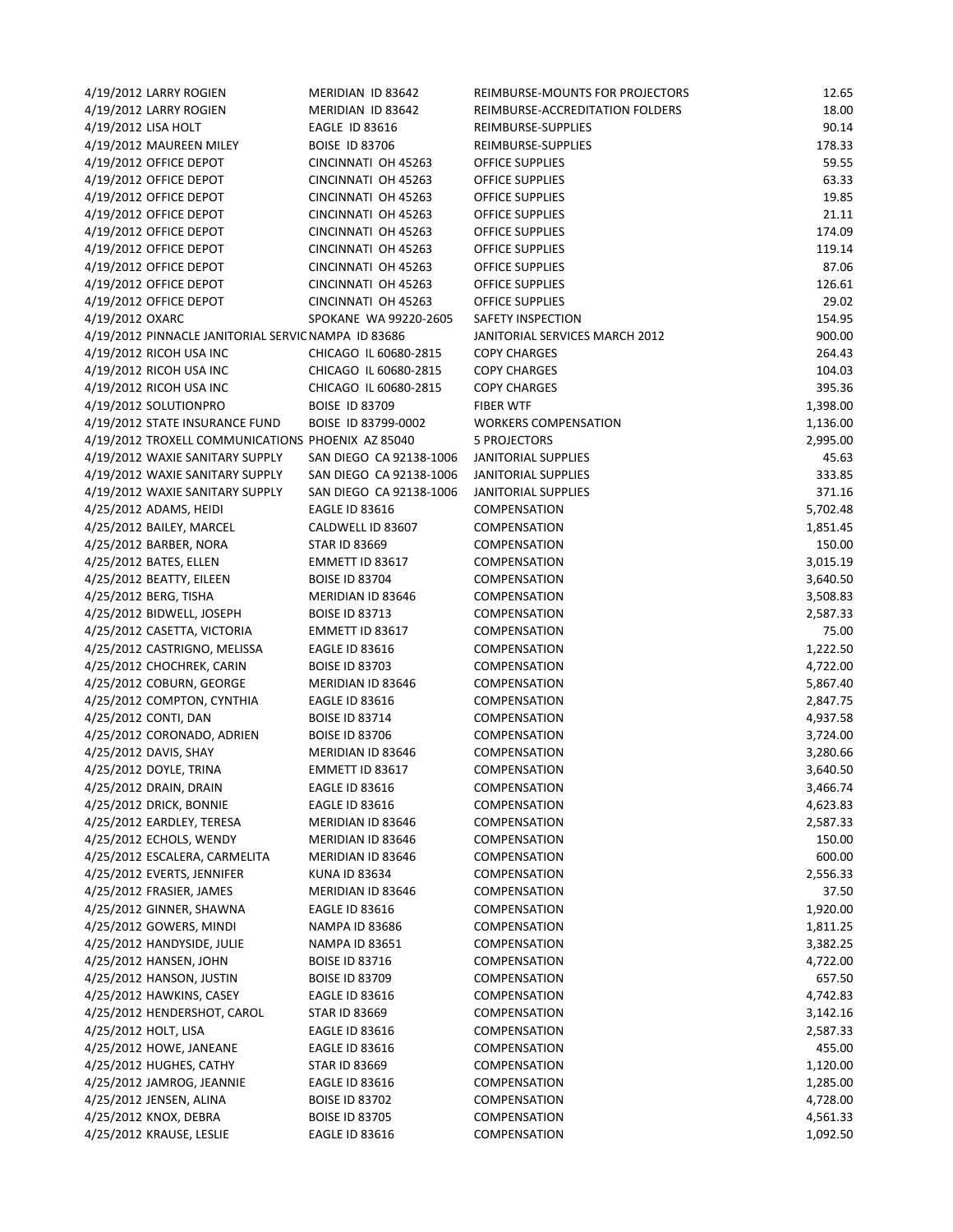| | | | | |
|---|---|---|---|---|
| 4/19/2012 | LARRY ROGIEN | MERIDIAN ID 83642 | REIMBURSE-MOUNTS FOR PROJECTORS | 12.65 |
| 4/19/2012 | LARRY ROGIEN | MERIDIAN ID 83642 | REIMBURSE-ACCREDITATION FOLDERS | 18.00 |
| 4/19/2012 | LISA HOLT | EAGLE ID 83616 | REIMBURSE-SUPPLIES | 90.14 |
| 4/19/2012 | MAUREEN MILEY | BOISE ID 83706 | REIMBURSE-SUPPLIES | 178.33 |
| 4/19/2012 | OFFICE DEPOT | CINCINNATI OH 45263 | OFFICE SUPPLIES | 59.55 |
| 4/19/2012 | OFFICE DEPOT | CINCINNATI OH 45263 | OFFICE SUPPLIES | 63.33 |
| 4/19/2012 | OFFICE DEPOT | CINCINNATI OH 45263 | OFFICE SUPPLIES | 19.85 |
| 4/19/2012 | OFFICE DEPOT | CINCINNATI OH 45263 | OFFICE SUPPLIES | 21.11 |
| 4/19/2012 | OFFICE DEPOT | CINCINNATI OH 45263 | OFFICE SUPPLIES | 174.09 |
| 4/19/2012 | OFFICE DEPOT | CINCINNATI OH 45263 | OFFICE SUPPLIES | 119.14 |
| 4/19/2012 | OFFICE DEPOT | CINCINNATI OH 45263 | OFFICE SUPPLIES | 87.06 |
| 4/19/2012 | OFFICE DEPOT | CINCINNATI OH 45263 | OFFICE SUPPLIES | 126.61 |
| 4/19/2012 | OFFICE DEPOT | CINCINNATI OH 45263 | OFFICE SUPPLIES | 29.02 |
| 4/19/2012 | OXARC | SPOKANE WA 99220-2605 | SAFETY INSPECTION | 154.95 |
| 4/19/2012 | PINNACLE JANITORIAL SERVIC | NAMPA ID 83686 | JANITORIAL SERVICES MARCH 2012 | 900.00 |
| 4/19/2012 | RICOH USA INC | CHICAGO IL 60680-2815 | COPY CHARGES | 264.43 |
| 4/19/2012 | RICOH USA INC | CHICAGO IL 60680-2815 | COPY CHARGES | 104.03 |
| 4/19/2012 | RICOH USA INC | CHICAGO IL 60680-2815 | COPY CHARGES | 395.36 |
| 4/19/2012 | SOLUTIONPRO | BOISE ID 83709 | FIBER WTF | 1,398.00 |
| 4/19/2012 | STATE INSURANCE FUND | BOISE ID 83799-0002 | WORKERS COMPENSATION | 1,136.00 |
| 4/19/2012 | TROXELL COMMUNICATIONS | PHOENIX AZ 85040 | 5 PROJECTORS | 2,995.00 |
| 4/19/2012 | WAXIE SANITARY SUPPLY | SAN DIEGO CA 92138-1006 | JANITORIAL SUPPLIES | 45.63 |
| 4/19/2012 | WAXIE SANITARY SUPPLY | SAN DIEGO CA 92138-1006 | JANITORIAL SUPPLIES | 333.85 |
| 4/19/2012 | WAXIE SANITARY SUPPLY | SAN DIEGO CA 92138-1006 | JANITORIAL SUPPLIES | 371.16 |
| 4/25/2012 | ADAMS, HEIDI | EAGLE ID 83616 | COMPENSATION | 5,702.48 |
| 4/25/2012 | BAILEY, MARCEL | CALDWELL ID 83607 | COMPENSATION | 1,851.45 |
| 4/25/2012 | BARBER, NORA | STAR ID 83669 | COMPENSATION | 150.00 |
| 4/25/2012 | BATES, ELLEN | EMMETT ID 83617 | COMPENSATION | 3,015.19 |
| 4/25/2012 | BEATTY, EILEEN | BOISE ID 83704 | COMPENSATION | 3,640.50 |
| 4/25/2012 | BERG, TISHA | MERIDIAN ID 83646 | COMPENSATION | 3,508.83 |
| 4/25/2012 | BIDWELL, JOSEPH | BOISE ID 83713 | COMPENSATION | 2,587.33 |
| 4/25/2012 | CASETTA, VICTORIA | EMMETT ID 83617 | COMPENSATION | 75.00 |
| 4/25/2012 | CASTRIGNO, MELISSA | EAGLE ID 83616 | COMPENSATION | 1,222.50 |
| 4/25/2012 | CHOCHREK, CARIN | BOISE ID 83703 | COMPENSATION | 4,722.00 |
| 4/25/2012 | COBURN, GEORGE | MERIDIAN ID 83646 | COMPENSATION | 5,867.40 |
| 4/25/2012 | COMPTON, CYNTHIA | EAGLE ID 83616 | COMPENSATION | 2,847.75 |
| 4/25/2012 | CONTI, DAN | BOISE ID 83714 | COMPENSATION | 4,937.58 |
| 4/25/2012 | CORONADO, ADRIEN | BOISE ID 83706 | COMPENSATION | 3,724.00 |
| 4/25/2012 | DAVIS, SHAY | MERIDIAN ID 83646 | COMPENSATION | 3,280.66 |
| 4/25/2012 | DOYLE, TRINA | EMMETT ID 83617 | COMPENSATION | 3,640.50 |
| 4/25/2012 | DRAIN, DRAIN | EAGLE ID 83616 | COMPENSATION | 3,466.74 |
| 4/25/2012 | DRICK, BONNIE | EAGLE ID 83616 | COMPENSATION | 4,623.83 |
| 4/25/2012 | EARDLEY, TERESA | MERIDIAN ID 83646 | COMPENSATION | 2,587.33 |
| 4/25/2012 | ECHOLS, WENDY | MERIDIAN ID 83646 | COMPENSATION | 150.00 |
| 4/25/2012 | ESCALERA, CARMELITA | MERIDIAN ID 83646 | COMPENSATION | 600.00 |
| 4/25/2012 | EVERTS, JENNIFER | KUNA ID 83634 | COMPENSATION | 2,556.33 |
| 4/25/2012 | FRASIER, JAMES | MERIDIAN ID 83646 | COMPENSATION | 37.50 |
| 4/25/2012 | GINNER, SHAWNA | EAGLE ID 83616 | COMPENSATION | 1,920.00 |
| 4/25/2012 | GOWERS, MINDI | NAMPA ID 83686 | COMPENSATION | 1,811.25 |
| 4/25/2012 | HANDYSIDE, JULIE | NAMPA ID 83651 | COMPENSATION | 3,382.25 |
| 4/25/2012 | HANSEN, JOHN | BOISE ID 83716 | COMPENSATION | 4,722.00 |
| 4/25/2012 | HANSON, JUSTIN | BOISE ID 83709 | COMPENSATION | 657.50 |
| 4/25/2012 | HAWKINS, CASEY | EAGLE ID 83616 | COMPENSATION | 4,742.83 |
| 4/25/2012 | HENDERSHOT, CAROL | STAR ID 83669 | COMPENSATION | 3,142.16 |
| 4/25/2012 | HOLT, LISA | EAGLE ID 83616 | COMPENSATION | 2,587.33 |
| 4/25/2012 | HOWE, JANEANE | EAGLE ID 83616 | COMPENSATION | 455.00 |
| 4/25/2012 | HUGHES, CATHY | STAR ID 83669 | COMPENSATION | 1,120.00 |
| 4/25/2012 | JAMROG, JEANNIE | EAGLE ID 83616 | COMPENSATION | 1,285.00 |
| 4/25/2012 | JENSEN, ALINA | BOISE ID 83702 | COMPENSATION | 4,728.00 |
| 4/25/2012 | KNOX, DEBRA | BOISE ID 83705 | COMPENSATION | 4,561.33 |
| 4/25/2012 | KRAUSE, LESLIE | EAGLE ID 83616 | COMPENSATION | 1,092.50 |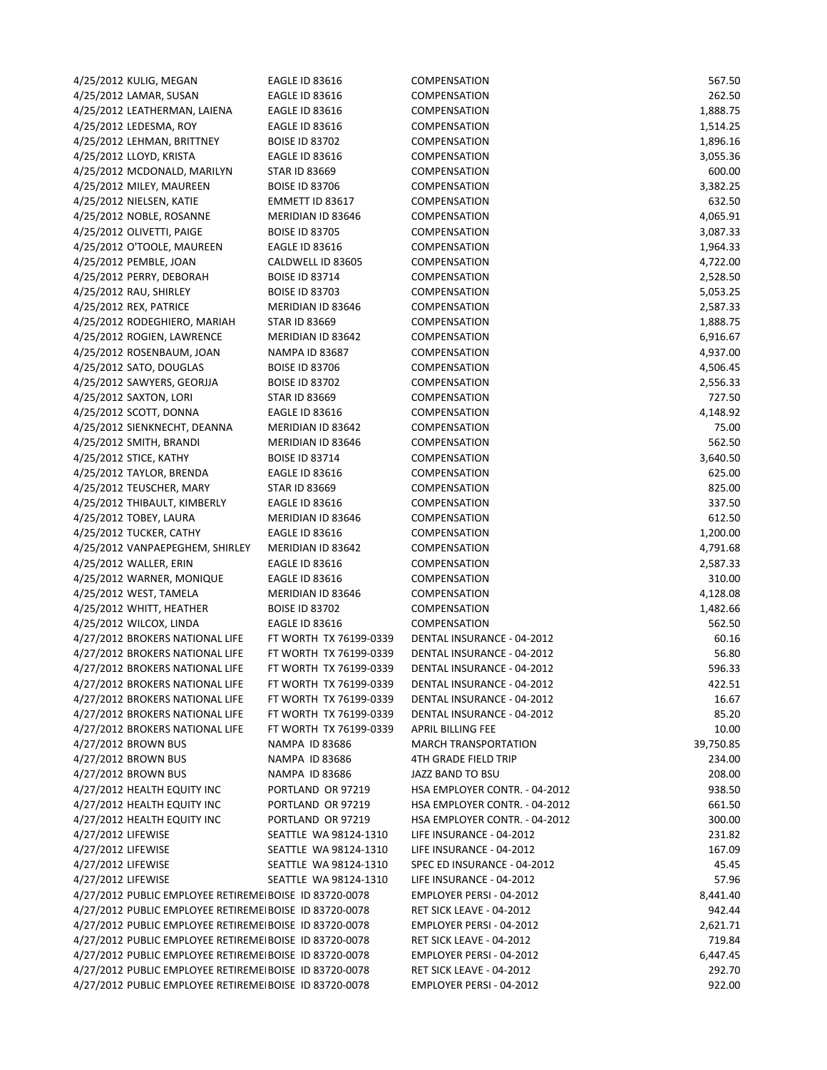| | | | | |
|---|---|---|---|---|
| 4/25/2012 | KULIG, MEGAN | EAGLE ID 83616 | COMPENSATION | 567.50 |
| 4/25/2012 | LAMAR, SUSAN | EAGLE ID 83616 | COMPENSATION | 262.50 |
| 4/25/2012 | LEATHERMAN, LAIENA | EAGLE ID 83616 | COMPENSATION | 1,888.75 |
| 4/25/2012 | LEDESMA, ROY | EAGLE ID 83616 | COMPENSATION | 1,514.25 |
| 4/25/2012 | LEHMAN, BRITTNEY | BOISE ID 83702 | COMPENSATION | 1,896.16 |
| 4/25/2012 | LLOYD, KRISTA | EAGLE ID 83616 | COMPENSATION | 3,055.36 |
| 4/25/2012 | MCDONALD, MARILYN | STAR ID 83669 | COMPENSATION | 600.00 |
| 4/25/2012 | MILEY, MAUREEN | BOISE ID 83706 | COMPENSATION | 3,382.25 |
| 4/25/2012 | NIELSEN, KATIE | EMMETT ID 83617 | COMPENSATION | 632.50 |
| 4/25/2012 | NOBLE, ROSANNE | MERIDIAN ID 83646 | COMPENSATION | 4,065.91 |
| 4/25/2012 | OLIVETTI, PAIGE | BOISE ID 83705 | COMPENSATION | 3,087.33 |
| 4/25/2012 | O'TOOLE, MAUREEN | EAGLE ID 83616 | COMPENSATION | 1,964.33 |
| 4/25/2012 | PEMBLE, JOAN | CALDWELL ID 83605 | COMPENSATION | 4,722.00 |
| 4/25/2012 | PERRY, DEBORAH | BOISE ID 83714 | COMPENSATION | 2,528.50 |
| 4/25/2012 | RAU, SHIRLEY | BOISE ID 83703 | COMPENSATION | 5,053.25 |
| 4/25/2012 | REX, PATRICE | MERIDIAN ID 83646 | COMPENSATION | 2,587.33 |
| 4/25/2012 | RODEGHIERO, MARIAH | STAR ID 83669 | COMPENSATION | 1,888.75 |
| 4/25/2012 | ROGIEN, LAWRENCE | MERIDIAN ID 83642 | COMPENSATION | 6,916.67 |
| 4/25/2012 | ROSENBAUM, JOAN | NAMPA ID 83687 | COMPENSATION | 4,937.00 |
| 4/25/2012 | SATO, DOUGLAS | BOISE ID 83706 | COMPENSATION | 4,506.45 |
| 4/25/2012 | SAWYERS, GEORJJA | BOISE ID 83702 | COMPENSATION | 2,556.33 |
| 4/25/2012 | SAXTON, LORI | STAR ID 83669 | COMPENSATION | 727.50 |
| 4/25/2012 | SCOTT, DONNA | EAGLE ID 83616 | COMPENSATION | 4,148.92 |
| 4/25/2012 | SIENKNECHT, DEANNA | MERIDIAN ID 83642 | COMPENSATION | 75.00 |
| 4/25/2012 | SMITH, BRANDI | MERIDIAN ID 83646 | COMPENSATION | 562.50 |
| 4/25/2012 | STICE, KATHY | BOISE ID 83714 | COMPENSATION | 3,640.50 |
| 4/25/2012 | TAYLOR, BRENDA | EAGLE ID 83616 | COMPENSATION | 625.00 |
| 4/25/2012 | TEUSCHER, MARY | STAR ID 83669 | COMPENSATION | 825.00 |
| 4/25/2012 | THIBAULT, KIMBERLY | EAGLE ID 83616 | COMPENSATION | 337.50 |
| 4/25/2012 | TOBEY, LAURA | MERIDIAN ID 83646 | COMPENSATION | 612.50 |
| 4/25/2012 | TUCKER, CATHY | EAGLE ID 83616 | COMPENSATION | 1,200.00 |
| 4/25/2012 | VANPAEPEGHEM, SHIRLEY | MERIDIAN ID 83642 | COMPENSATION | 4,791.68 |
| 4/25/2012 | WALLER, ERIN | EAGLE ID 83616 | COMPENSATION | 2,587.33 |
| 4/25/2012 | WARNER, MONIQUE | EAGLE ID 83616 | COMPENSATION | 310.00 |
| 4/25/2012 | WEST, TAMELA | MERIDIAN ID 83646 | COMPENSATION | 4,128.08 |
| 4/25/2012 | WHITT, HEATHER | BOISE ID 83702 | COMPENSATION | 1,482.66 |
| 4/25/2012 | WILCOX, LINDA | EAGLE ID 83616 | COMPENSATION | 562.50 |
| 4/27/2012 | BROKERS NATIONAL LIFE | FT WORTH TX 76199-0339 | DENTAL INSURANCE - 04-2012 | 60.16 |
| 4/27/2012 | BROKERS NATIONAL LIFE | FT WORTH TX 76199-0339 | DENTAL INSURANCE - 04-2012 | 56.80 |
| 4/27/2012 | BROKERS NATIONAL LIFE | FT WORTH TX 76199-0339 | DENTAL INSURANCE - 04-2012 | 596.33 |
| 4/27/2012 | BROKERS NATIONAL LIFE | FT WORTH TX 76199-0339 | DENTAL INSURANCE - 04-2012 | 422.51 |
| 4/27/2012 | BROKERS NATIONAL LIFE | FT WORTH TX 76199-0339 | DENTAL INSURANCE - 04-2012 | 16.67 |
| 4/27/2012 | BROKERS NATIONAL LIFE | FT WORTH TX 76199-0339 | DENTAL INSURANCE - 04-2012 | 85.20 |
| 4/27/2012 | BROKERS NATIONAL LIFE | FT WORTH TX 76199-0339 | APRIL BILLING FEE | 10.00 |
| 4/27/2012 | BROWN BUS | NAMPA ID 83686 | MARCH TRANSPORTATION | 39,750.85 |
| 4/27/2012 | BROWN BUS | NAMPA ID 83686 | 4TH GRADE FIELD TRIP | 234.00 |
| 4/27/2012 | BROWN BUS | NAMPA ID 83686 | JAZZ BAND TO BSU | 208.00 |
| 4/27/2012 | HEALTH EQUITY INC | PORTLAND OR 97219 | HSA EMPLOYER CONTR. - 04-2012 | 938.50 |
| 4/27/2012 | HEALTH EQUITY INC | PORTLAND OR 97219 | HSA EMPLOYER CONTR. - 04-2012 | 661.50 |
| 4/27/2012 | HEALTH EQUITY INC | PORTLAND OR 97219 | HSA EMPLOYER CONTR. - 04-2012 | 300.00 |
| 4/27/2012 | LIFEWISE | SEATTLE WA 98124-1310 | LIFE INSURANCE - 04-2012 | 231.82 |
| 4/27/2012 | LIFEWISE | SEATTLE WA 98124-1310 | LIFE INSURANCE - 04-2012 | 167.09 |
| 4/27/2012 | LIFEWISE | SEATTLE WA 98124-1310 | SPEC ED INSURANCE - 04-2012 | 45.45 |
| 4/27/2012 | LIFEWISE | SEATTLE WA 98124-1310 | LIFE INSURANCE - 04-2012 | 57.96 |
| 4/27/2012 | PUBLIC EMPLOYEE RETIREMEI | BOISE ID 83720-0078 | EMPLOYER PERSI - 04-2012 | 8,441.40 |
| 4/27/2012 | PUBLIC EMPLOYEE RETIREMEI | BOISE ID 83720-0078 | RET SICK LEAVE - 04-2012 | 942.44 |
| 4/27/2012 | PUBLIC EMPLOYEE RETIREMEI | BOISE ID 83720-0078 | EMPLOYER PERSI - 04-2012 | 2,621.71 |
| 4/27/2012 | PUBLIC EMPLOYEE RETIREMEI | BOISE ID 83720-0078 | RET SICK LEAVE - 04-2012 | 719.84 |
| 4/27/2012 | PUBLIC EMPLOYEE RETIREMEI | BOISE ID 83720-0078 | EMPLOYER PERSI - 04-2012 | 6,447.45 |
| 4/27/2012 | PUBLIC EMPLOYEE RETIREMEI | BOISE ID 83720-0078 | RET SICK LEAVE - 04-2012 | 292.70 |
| 4/27/2012 | PUBLIC EMPLOYEE RETIREMEI | BOISE ID 83720-0078 | EMPLOYER PERSI - 04-2012 | 922.00 |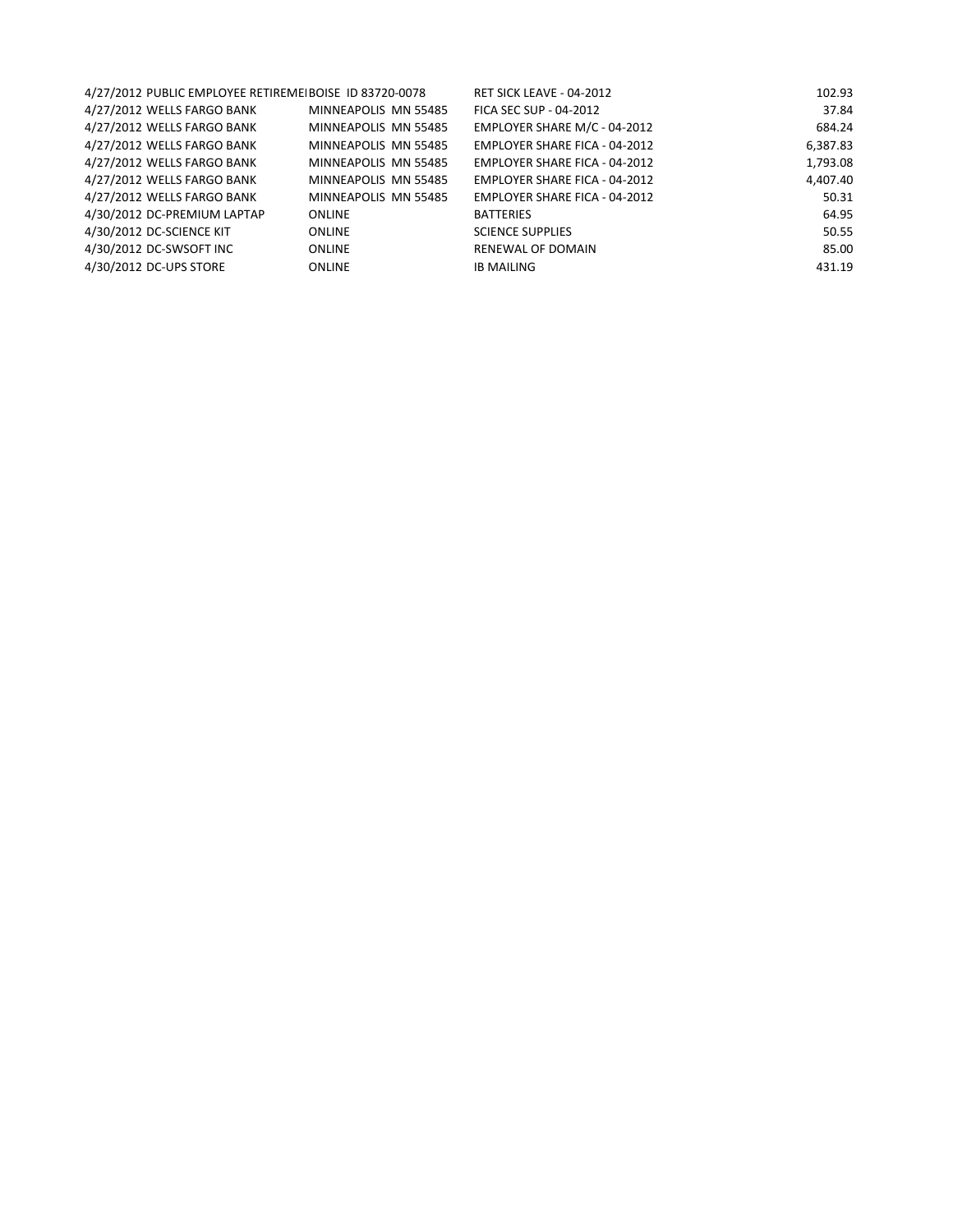| | | | | |
|---|---|---|---|---|
| 4/27/2012 | PUBLIC EMPLOYEE RETIREMEI | BOISE ID 83720-0078 | RET SICK LEAVE - 04-2012 | 102.93 |
| 4/27/2012 | WELLS FARGO BANK | MINNEAPOLIS MN 55485 | FICA SEC SUP - 04-2012 | 37.84 |
| 4/27/2012 | WELLS FARGO BANK | MINNEAPOLIS MN 55485 | EMPLOYER SHARE M/C - 04-2012 | 684.24 |
| 4/27/2012 | WELLS FARGO BANK | MINNEAPOLIS MN 55485 | EMPLOYER SHARE FICA - 04-2012 | 6,387.83 |
| 4/27/2012 | WELLS FARGO BANK | MINNEAPOLIS MN 55485 | EMPLOYER SHARE FICA - 04-2012 | 1,793.08 |
| 4/27/2012 | WELLS FARGO BANK | MINNEAPOLIS MN 55485 | EMPLOYER SHARE FICA - 04-2012 | 4,407.40 |
| 4/27/2012 | WELLS FARGO BANK | MINNEAPOLIS MN 55485 | EMPLOYER SHARE FICA - 04-2012 | 50.31 |
| 4/30/2012 | DC-PREMIUM LAPTAP | ONLINE | BATTERIES | 64.95 |
| 4/30/2012 | DC-SCIENCE KIT | ONLINE | SCIENCE SUPPLIES | 50.55 |
| 4/30/2012 | DC-SWSOFT INC | ONLINE | RENEWAL OF DOMAIN | 85.00 |
| 4/30/2012 | DC-UPS STORE | ONLINE | IB MAILING | 431.19 |